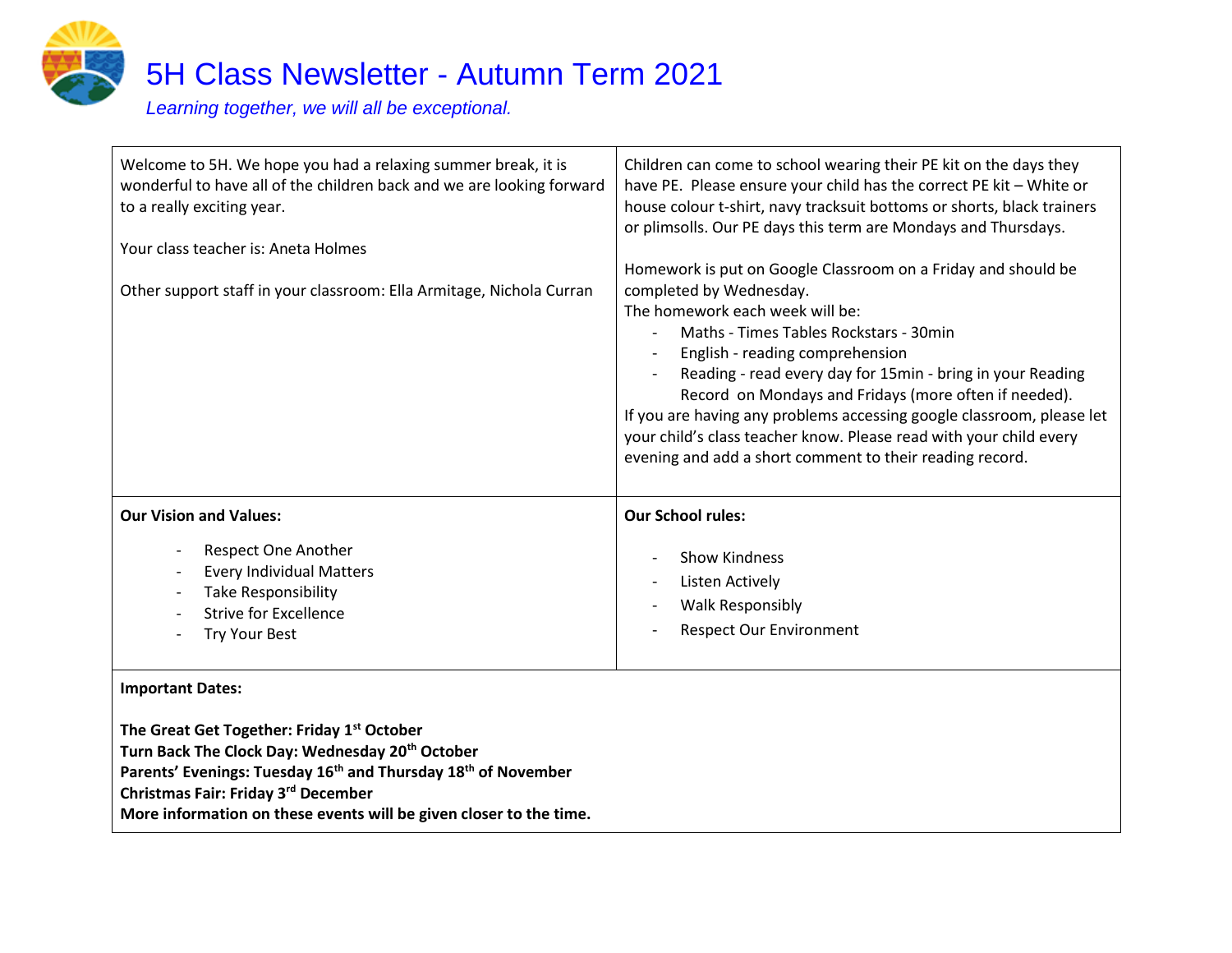# 5H Class Newsletter - Autumn Term 2021

*Learning together, we will all be exceptional.*

Welcome to 5H. We hope you had a relaxing summer break, it is wonderful to have all of the children back and we are looking forward to a really exciting year.

Your class teacher is: Aneta Holmes

Other support staff in your classroom: Ella Armitage, Nichola Curran

Children can come to school wearing their PE kit on the days they have PE. Please ensure your child has the correct PE kit – White or house colour t-shirt, navy tracksuit bottoms or shorts, black trainers or plimsolls. Our PE days this term are Mondays and Thursdays.

Homework is put on Google Classroom on a Friday and should be completed by Wednesday.
The homework each week will be:

- Maths - Times Tables Rockstars - 30min
- English - reading comprehension
- Reading - read every day for 15min - bring in your Reading Record on Mondays and Fridays (more often if needed).

If you are having any problems accessing google classroom, please let your child's class teacher know. Please read with your child every evening and add a short comment to their reading record.

**Our Vision and Values:**

- Respect One Another
- Every Individual Matters
- Take Responsibility
- Strive for Excellence
- Try Your Best

**Our School rules:**

- Show Kindness
- Listen Actively
- Walk Responsibly
- Respect Our Environment

**Important Dates:**

**The Great Get Together: Friday 1st October**
**Turn Back The Clock Day: Wednesday 20th October**
**Parents' Evenings: Tuesday 16th and Thursday 18th of November**
**Christmas Fair: Friday 3rd December**
**More information on these events will be given closer to the time.**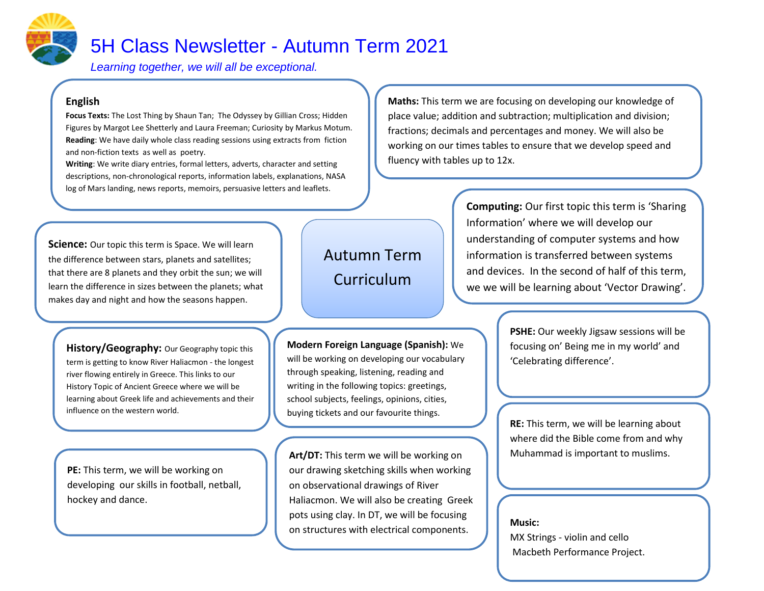# 5H Class Newsletter - Autumn Term 2021

*Learning together, we will all be exceptional.*

## Autumn Term Curriculum

### English

**Focus Texts:** The Lost Thing by Shaun Tan; The Odyssey by Gillian Cross; Hidden Figures by Margot Lee Shetterly and Laura Freeman; Curiosity by Markus Motum.

**Reading**: We have daily whole class reading sessions using extracts from fiction and non-fiction texts as well as poetry.

**Writing**: We write diary entries, formal letters, adverts, character and setting descriptions, non-chronological reports, information labels, explanations, NASA log of Mars landing, news reports, memoirs, persuasive letters and leaflets.

**Maths:** This term we are focusing on developing our knowledge of place value; addition and subtraction; multiplication and division; fractions; decimals and percentages and money. We will also be working on our times tables to ensure that we develop speed and fluency with tables up to 12x.

**Computing:** Our first topic this term is 'Sharing Information' where we will develop our understanding of computer systems and how information is transferred between systems and devices. In the second of half of this term, we we will be learning about 'Vector Drawing'.

**Science:** Our topic this term is Space. We will learn the difference between stars, planets and satellites; that there are 8 planets and they orbit the sun; we will learn the difference in sizes between the planets; what makes day and night and how the seasons happen.

**History/Geography:** Our Geography topic this term is getting to know River Haliacmon - the longest river flowing entirely in Greece. This links to our History Topic of Ancient Greece where we will be learning about Greek life and achievements and their influence on the western world.

**Modern Foreign Language (Spanish):** We will be working on developing our vocabulary through speaking, listening, reading and writing in the following topics: greetings, school subjects, feelings, opinions, cities, buying tickets and our favourite things.

**PSHE:** Our weekly Jigsaw sessions will be focusing on' Being me in my world' and 'Celebrating difference'.

**RE:** This term, we will be learning about where did the Bible come from and why Muhammad is important to muslims.

**PE:** This term, we will be working on developing our skills in football, netball, hockey and dance.

**Art/DT:** This term we will be working on our drawing sketching skills when working on observational drawings of River Haliacmon. We will also be creating Greek pots using clay. In DT, we will be focusing on structures with electrical components.

**Music:**

MX Strings - violin and cello

Macbeth Performance Project.